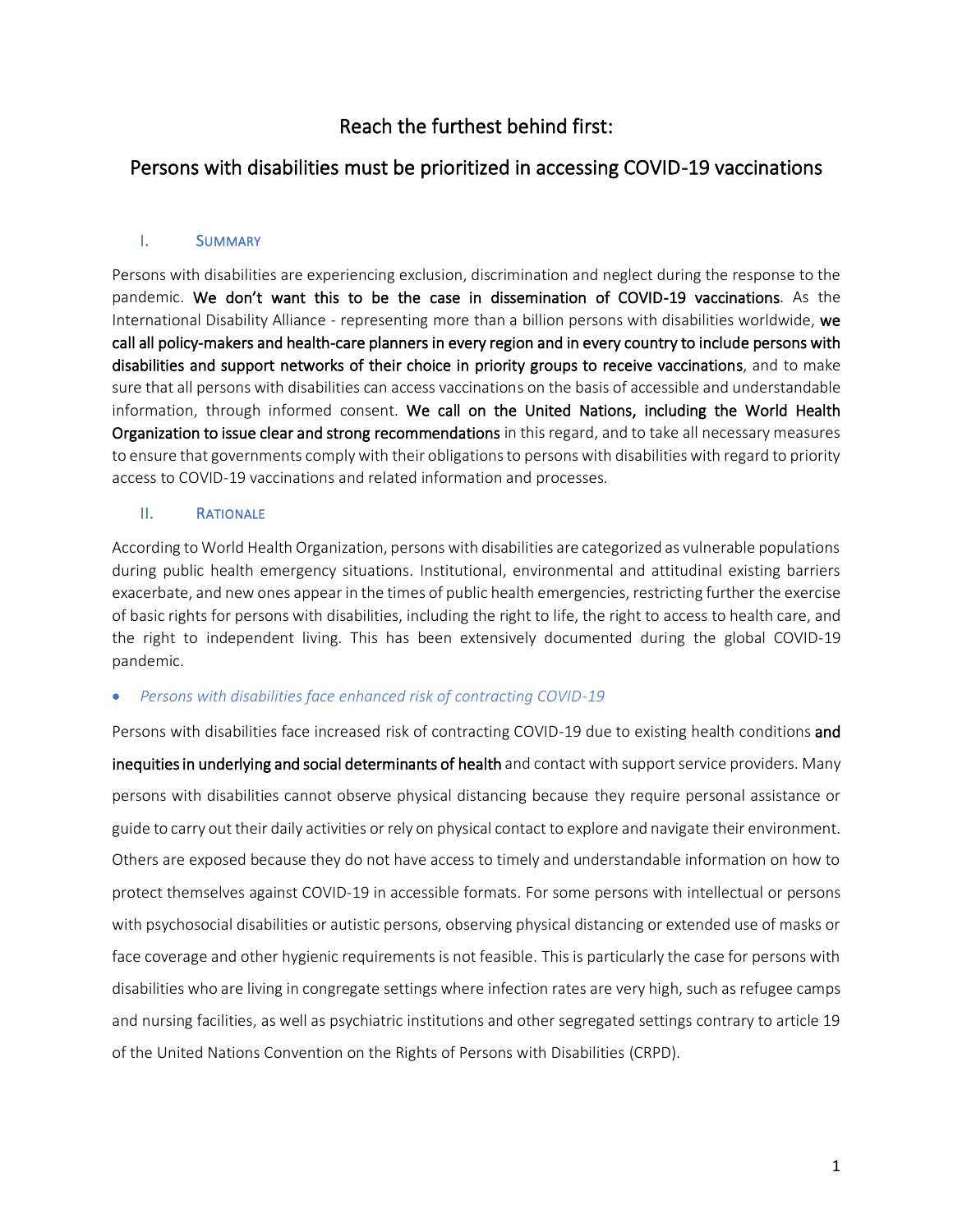# Reach the furthest behind first:

# Persons with disabilities must be prioritized in accessing COVID-19 vaccinations

## I. Summary

Persons with disabilities are experiencing exclusion, discrimination and neglect during the response to the pandemic. **We don't want this to be the case in dissemination of COVID-19 vaccinations**. As the International Disability Alliance - representing more than a billion persons with disabilities worldwide, **we call all policy-makers and health-care planners in every region and in every country to include persons with disabilities and support networks of their choice in priority groups to receive vaccinations**, and to make sure that all persons with disabilities can access vaccinations on the basis of accessible and understandable information, through informed consent. **We call on the United Nations, including the World Health Organization to issue clear and strong recommendations** in this regard, and to take all necessary measures to ensure that governments comply with their obligations to persons with disabilities with regard to priority access to COVID-19 vaccinations and related information and processes.

## II. Rationale

According to World Health Organization, persons with disabilities are categorized as vulnerable populations during public health emergency situations. Institutional, environmental and attitudinal existing barriers exacerbate, and new ones appear in the times of public health emergencies, restricting further the exercise of basic rights for persons with disabilities, including the right to life, the right to access to health care, and the right to independent living. This has been extensively documented during the global COVID-19 pandemic.

- *Persons with disabilities face enhanced risk of contracting COVID-19*

Persons with disabilities face increased risk of contracting COVID-19 due to existing health conditions **and inequities in underlying and social determinants of health** and contact with support service providers. Many persons with disabilities cannot observe physical distancing because they require personal assistance or guide to carry out their daily activities or rely on physical contact to explore and navigate their environment. Others are exposed because they do not have access to timely and understandable information on how to protect themselves against COVID-19 in accessible formats. For some persons with intellectual or persons with psychosocial disabilities or autistic persons, observing physical distancing or extended use of masks or face coverage and other hygienic requirements is not feasible. This is particularly the case for persons with disabilities who are living in congregate settings where infection rates are very high, such as refugee camps and nursing facilities, as well as psychiatric institutions and other segregated settings contrary to article 19 of the United Nations Convention on the Rights of Persons with Disabilities (CRPD).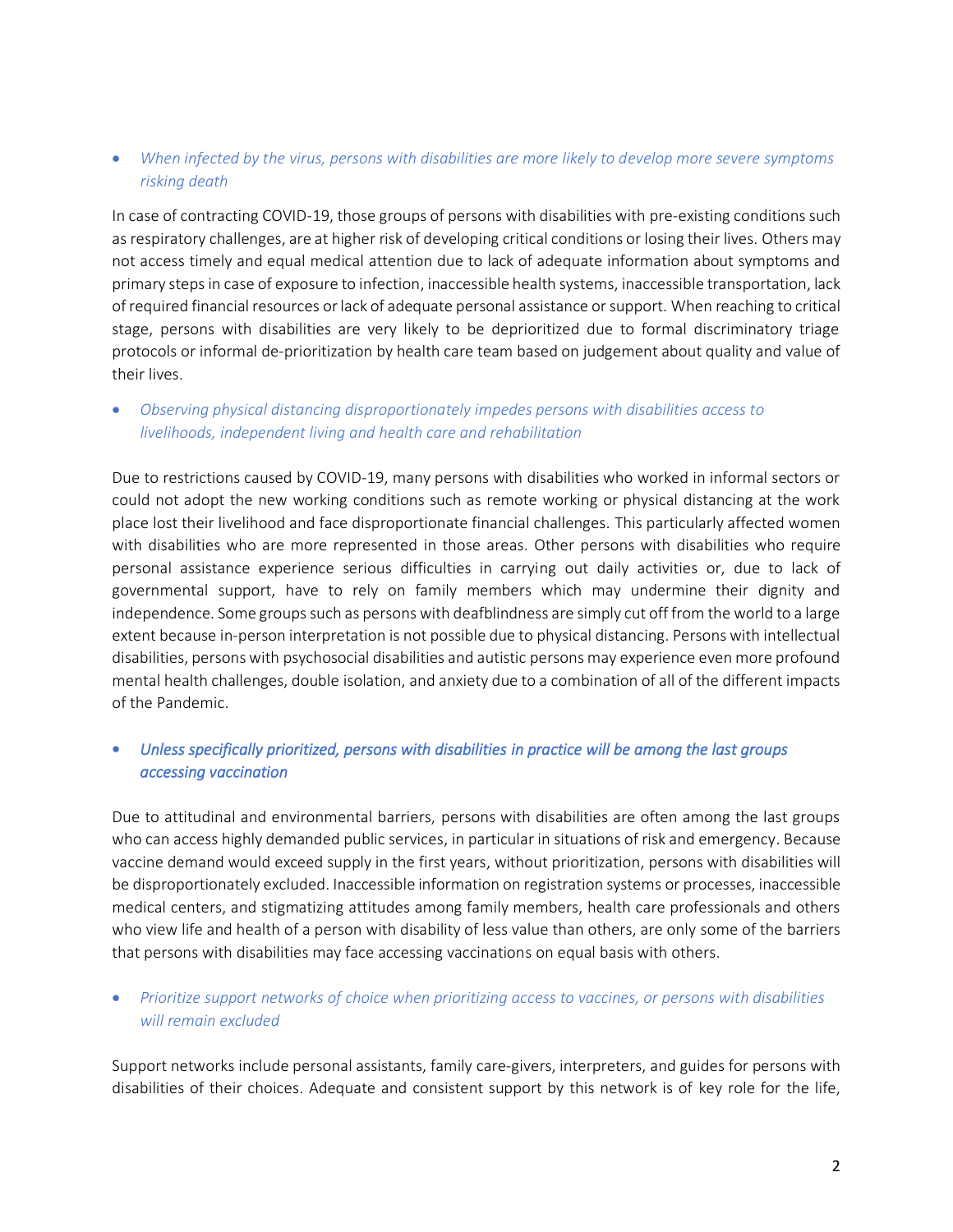- *When infected by the virus, persons with disabilities are more likely to develop more severe symptoms risking death*

In case of contracting COVID-19, those groups of persons with disabilities with pre-existing conditions such as respiratory challenges, are at higher risk of developing critical conditions or losing their lives. Others may not access timely and equal medical attention due to lack of adequate information about symptoms and primary steps in case of exposure to infection, inaccessible health systems, inaccessible transportation, lack of required financial resources or lack of adequate personal assistance or support. When reaching to critical stage, persons with disabilities are very likely to be deprioritized due to formal discriminatory triage protocols or informal de-prioritization by health care team based on judgement about quality and value of their lives.

- *Observing physical distancing disproportionately impedes persons with disabilities access to livelihoods, independent living and health care and rehabilitation*

Due to restrictions caused by COVID-19, many persons with disabilities who worked in informal sectors or could not adopt the new working conditions such as remote working or physical distancing at the work place lost their livelihood and face disproportionate financial challenges. This particularly affected women with disabilities who are more represented in those areas. Other persons with disabilities who require personal assistance experience serious difficulties in carrying out daily activities or, due to lack of governmental support, have to rely on family members which may undermine their dignity and independence. Some groups such as persons with deafblindness are simply cut off from the world to a large extent because in-person interpretation is not possible due to physical distancing. Persons with intellectual disabilities, persons with psychosocial disabilities and autistic persons may experience even more profound mental health challenges, double isolation, and anxiety due to a combination of all of the different impacts of the Pandemic.

- *Unless specifically prioritized, persons with disabilities in practice will be among the last groups accessing vaccination*

Due to attitudinal and environmental barriers, persons with disabilities are often among the last groups who can access highly demanded public services, in particular in situations of risk and emergency. Because vaccine demand would exceed supply in the first years, without prioritization, persons with disabilities will be disproportionately excluded. Inaccessible information on registration systems or processes, inaccessible medical centers, and stigmatizing attitudes among family members, health care professionals and others who view life and health of a person with disability of less value than others, are only some of the barriers that persons with disabilities may face accessing vaccinations on equal basis with others.

- *Prioritize support networks of choice when prioritizing access to vaccines, or persons with disabilities will remain excluded*

Support networks include personal assistants, family care-givers, interpreters, and guides for persons with disabilities of their choices. Adequate and consistent support by this network is of key role for the life,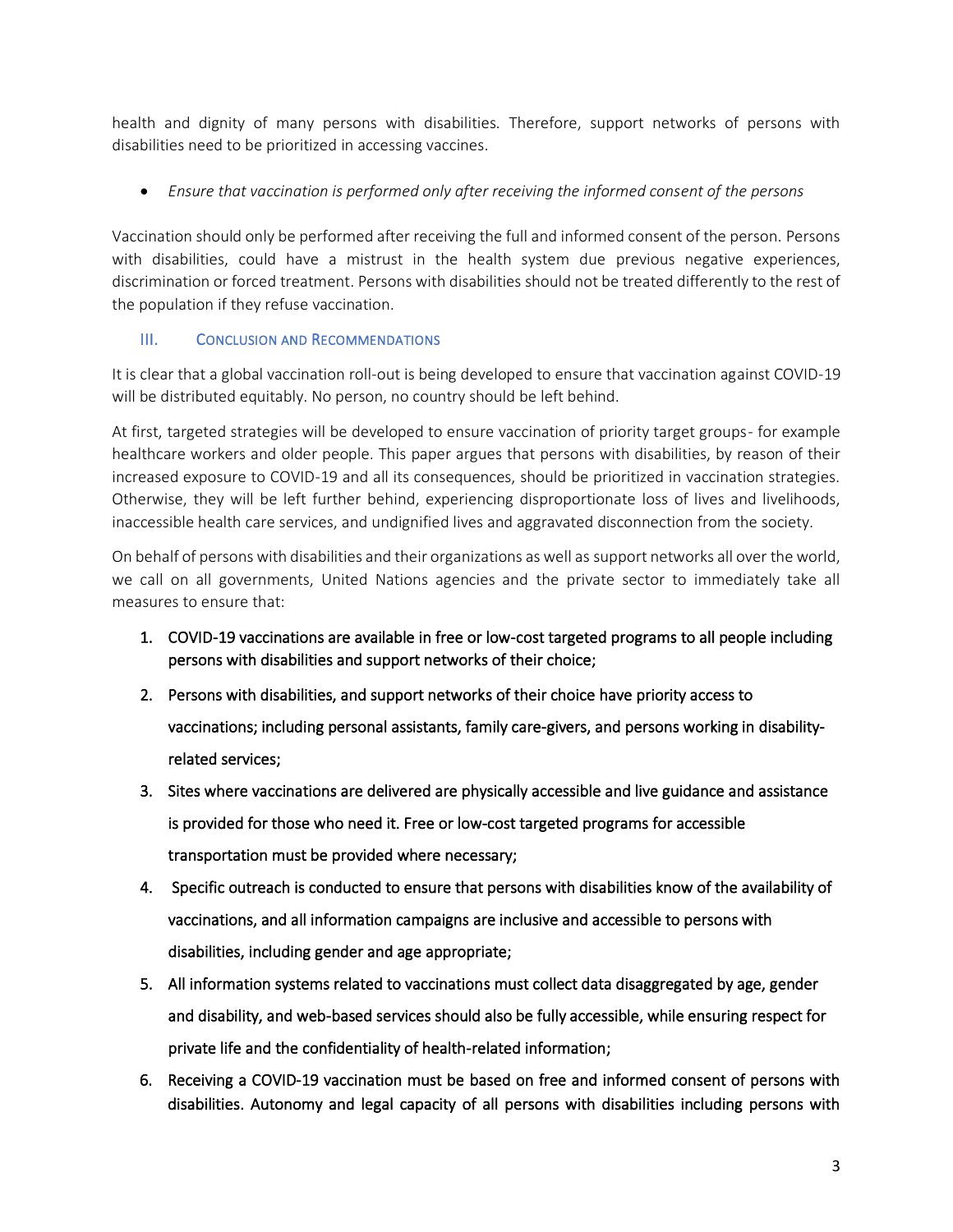health and dignity of many persons with disabilities. Therefore, support networks of persons with disabilities need to be prioritized in accessing vaccines.

- *Ensure that vaccination is performed only after receiving the informed consent of the persons*

Vaccination should only be performed after receiving the full and informed consent of the person. Persons with disabilities, could have a mistrust in the health system due previous negative experiences, discrimination or forced treatment. Persons with disabilities should not be treated differently to the rest of the population if they refuse vaccination.

## III. Conclusion and Recommendations

It is clear that a global vaccination roll-out is being developed to ensure that vaccination against COVID-19 will be distributed equitably. No person, no country should be left behind.

At first, targeted strategies will be developed to ensure vaccination of priority target groups- for example healthcare workers and older people. This paper argues that persons with disabilities, by reason of their increased exposure to COVID-19 and all its consequences, should be prioritized in vaccination strategies. Otherwise, they will be left further behind, experiencing disproportionate loss of lives and livelihoods, inaccessible health care services, and undignified lives and aggravated disconnection from the society.

On behalf of persons with disabilities and their organizations as well as support networks all over the world, we call on all governments, United Nations agencies and the private sector to immediately take all measures to ensure that:

1. COVID-19 vaccinations are available in free or low-cost targeted programs to all people including persons with disabilities and support networks of their choice;
2. Persons with disabilities, and support networks of their choice have priority access to vaccinations; including personal assistants, family care-givers, and persons working in disability-related services;
3. Sites where vaccinations are delivered are physically accessible and live guidance and assistance is provided for those who need it. Free or low-cost targeted programs for accessible transportation must be provided where necessary;
4. Specific outreach is conducted to ensure that persons with disabilities know of the availability of vaccinations, and all information campaigns are inclusive and accessible to persons with disabilities, including gender and age appropriate;
5. All information systems related to vaccinations must collect data disaggregated by age, gender and disability, and web-based services should also be fully accessible, while ensuring respect for private life and the confidentiality of health-related information;
6. Receiving a COVID-19 vaccination must be based on free and informed consent of persons with disabilities. Autonomy and legal capacity of all persons with disabilities including persons with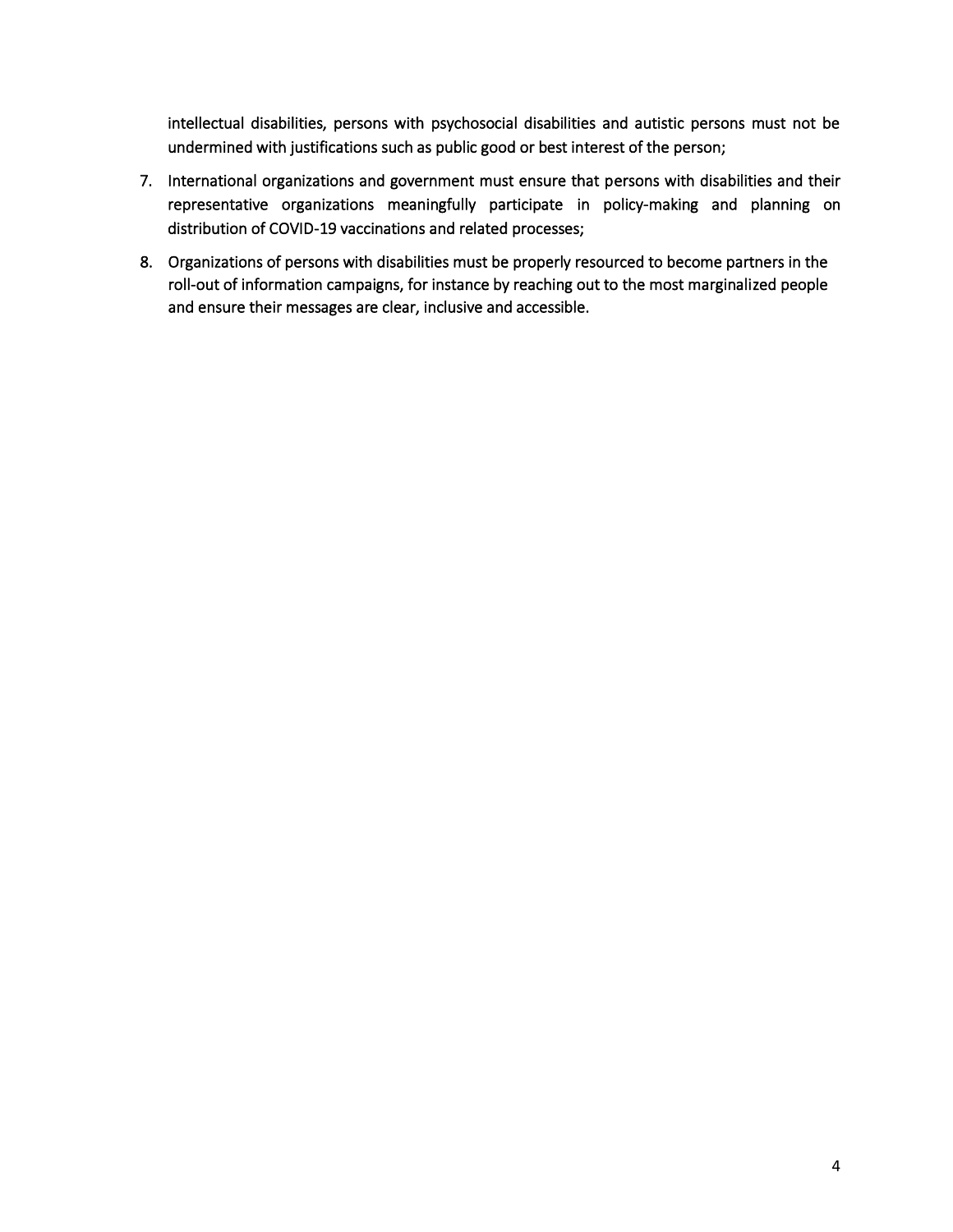intellectual disabilities, persons with psychosocial disabilities and autistic persons must not be undermined with justifications such as public good or best interest of the person;

7. International organizations and government must ensure that persons with disabilities and their representative organizations meaningfully participate in policy-making and planning on distribution of COVID-19 vaccinations and related processes;
8. Organizations of persons with disabilities must be properly resourced to become partners in the roll-out of information campaigns, for instance by reaching out to the most marginalized people and ensure their messages are clear, inclusive and accessible.